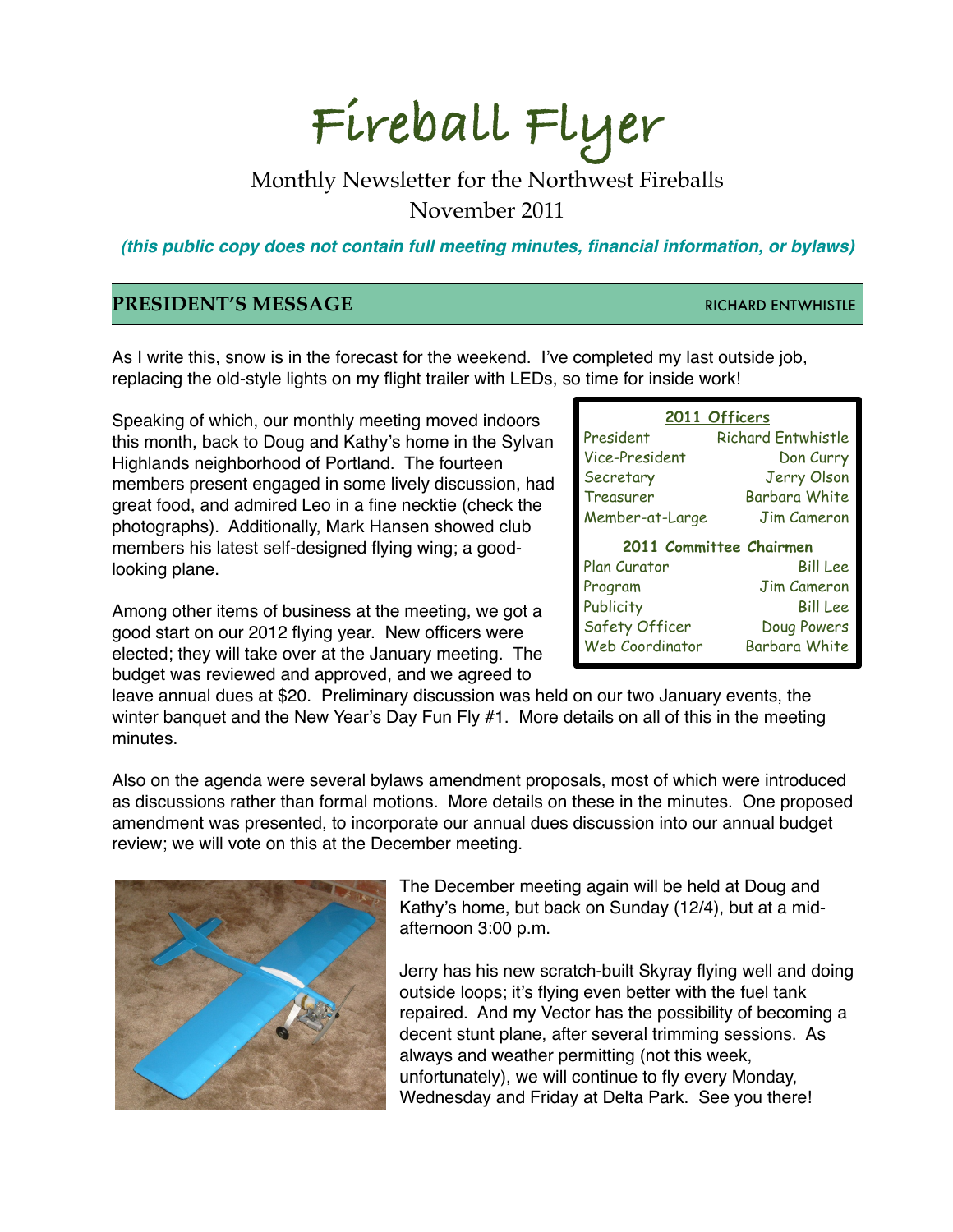# Fireball Flyer

Monthly Newsletter for the Northwest Fireballs
November 2011

***(this public copy does not contain full meeting minutes, financial information, or bylaws)***

## PRESIDENT'S MESSAGE

RICHARD ENTWHISTLE

As I write this, snow is in the forecast for the weekend. I've completed my last outside job, replacing the old-style lights on my flight trailer with LEDs, so time for inside work!

Speaking of which, our monthly meeting moved indoors this month, back to Doug and Kathy's home in the Sylvan Highlands neighborhood of Portland. The fourteen members present engaged in some lively discussion, had great food, and admired Leo in a fine necktie (check the photographs). Additionally, Mark Hansen showed club members his latest self-designed flying wing; a good-looking plane.

| 2011 Officers | |
|---|---|
| President | Richard Entwhistle |
| Vice-President | Don Curry |
| Secretary | Jerry Olson |
| Treasurer | Barbara White |
| Member-at-Large | Jim Cameron |

| 2011 Committee Chairmen | |
|---|---|
| Plan Curator | Bill Lee |
| Program | Jim Cameron |
| Publicity | Bill Lee |
| Safety Officer | Doug Powers |
| Web Coordinator | Barbara White |

Among other items of business at the meeting, we got a good start on our 2012 flying year. New officers were elected; they will take over at the January meeting. The budget was reviewed and approved, and we agreed to leave annual dues at $20. Preliminary discussion was held on our two January events, the winter banquet and the New Year's Day Fun Fly #1. More details on all of this in the meeting minutes.

Also on the agenda were several bylaws amendment proposals, most of which were introduced as discussions rather than formal motions. More details on these in the minutes. One proposed amendment was presented, to incorporate our annual dues discussion into our annual budget review; we will vote on this at the December meeting.

The December meeting again will be held at Doug and Kathy's home, but back on Sunday (12/4), but at a mid-afternoon 3:00 p.m.

Jerry has his new scratch-built Skyray flying well and doing outside loops; it's flying even better with the fuel tank repaired. And my Vector has the possibility of becoming a decent stunt plane, after several trimming sessions. As always and weather permitting (not this week, unfortunately), we will continue to fly every Monday, Wednesday and Friday at Delta Park. See you there!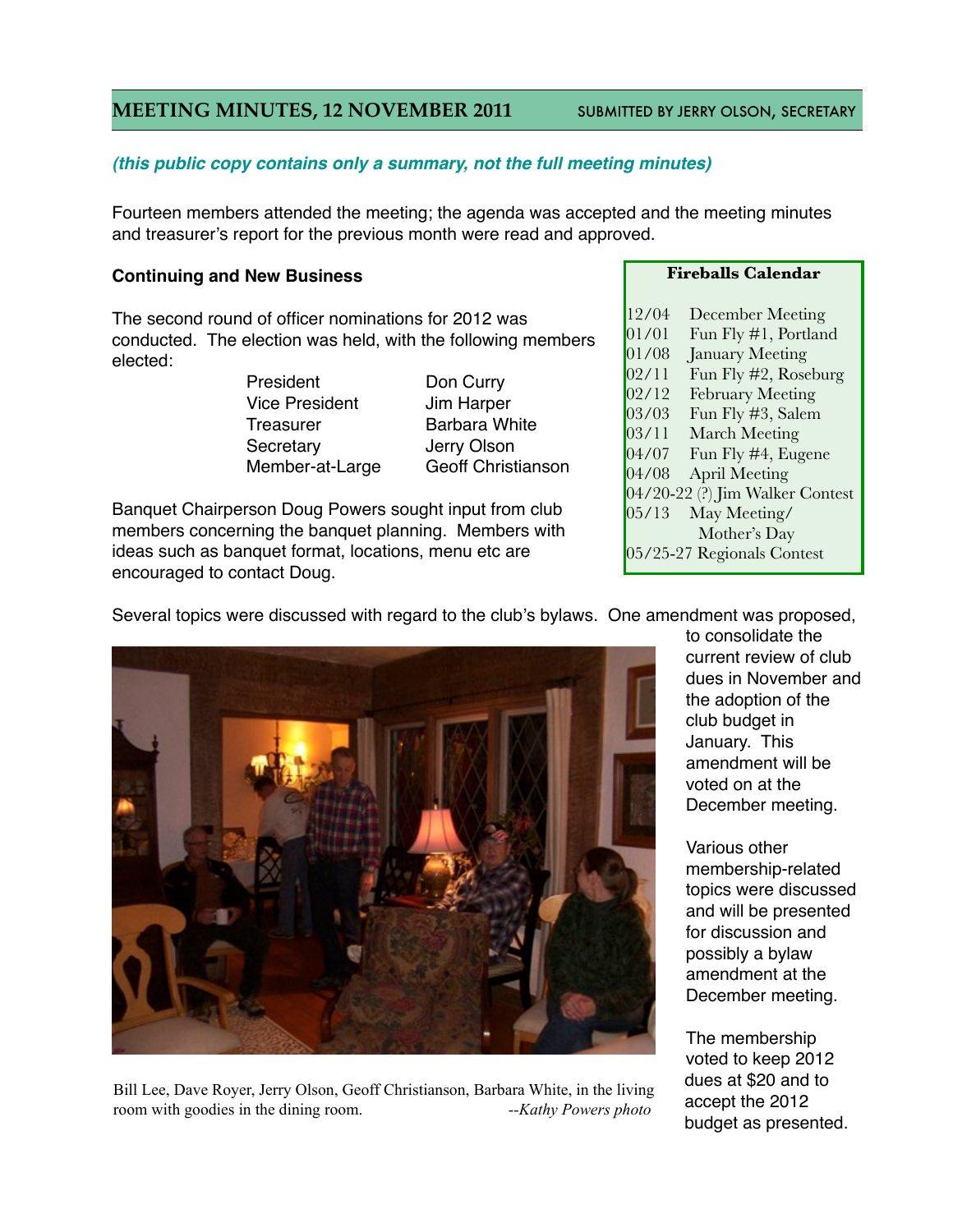## MEETING MINUTES, 12 NOVEMBER 2011

SUBMITTED BY JERRY OLSON, SECRETARY

***(this public copy contains only a summary, not the full meeting minutes)***

Fourteen members attended the meeting; the agenda was accepted and the meeting minutes and treasurer's report for the previous month were read and approved.

### Continuing and New Business

The second round of officer nominations for 2012 was conducted. The election was held, with the following members elected:

| Office | Name |
|---|---|
| President | Don Curry |
| Vice President | Jim Harper |
| Treasurer | Barbara White |
| Secretary | Jerry Olson |
| Member-at-Large | Geoff Christianson |

Banquet Chairperson Doug Powers sought input from club members concerning the banquet planning. Members with ideas such as banquet format, locations, menu etc are encouraged to contact Doug.

**Fireballs Calendar**

| Date | Event |
|---|---|
| 12/04 | December Meeting |
| 01/01 | Fun Fly #1, Portland |
| 01/08 | January Meeting |
| 02/11 | Fun Fly #2, Roseburg |
| 02/12 | February Meeting |
| 03/03 | Fun Fly #3, Salem |
| 03/11 | March Meeting |
| 04/07 | Fun Fly #4, Eugene |
| 04/08 | April Meeting |
| 04/20-22 (?) | Jim Walker Contest |
| 05/13 | May Meeting/ Mother's Day |
| 05/25-27 | Regionals Contest |

Several topics were discussed with regard to the club's bylaws. One amendment was proposed, to consolidate the current review of club dues in November and the adoption of the club budget in January. This amendment will be voted on at the December meeting.

Various other membership-related topics were discussed and will be presented for discussion and possibly a bylaw amendment at the December meeting.

The membership voted to keep 2012 dues at $20 and to accept the 2012 budget as presented.

Bill Lee, Dave Royer, Jerry Olson, Geoff Christianson, Barbara White, in the living room with goodies in the dining room. *--Kathy Powers photo*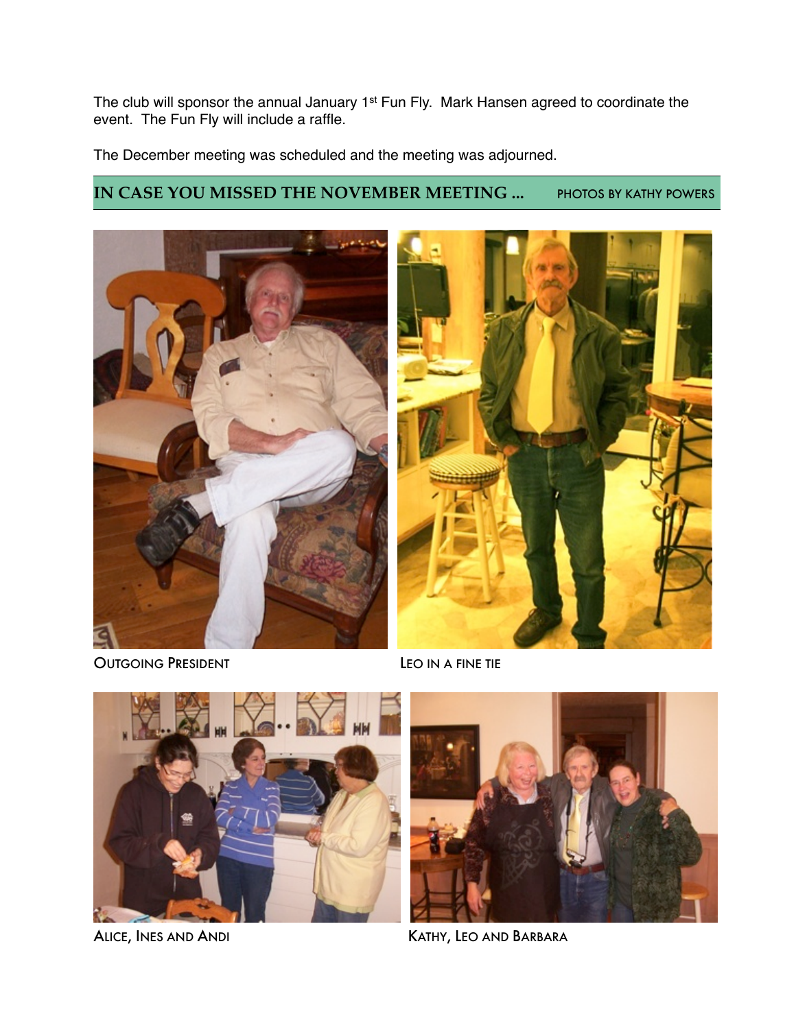The club will sponsor the annual January 1st Fun Fly. Mark Hansen agreed to coordinate the event. The Fun Fly will include a raffle.

The December meeting was scheduled and the meeting was adjourned.

## IN CASE YOU MISSED THE NOVEMBER MEETING ... PHOTOS BY KATHY POWERS

OUTGOING PRESIDENT

LEO IN A FINE TIE

ALICE, INES AND ANDI

KATHY, LEO AND BARBARA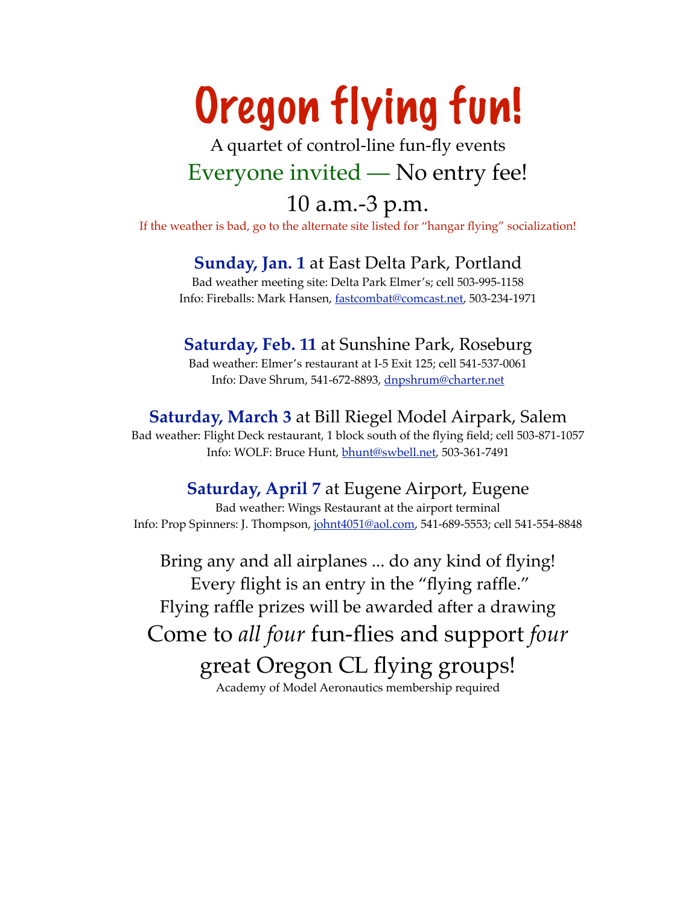# Oregon flying fun!

A quartet of control-line fun-fly events

Everyone invited — No entry fee!

10 a.m.-3 p.m.

If the weather is bad, go to the alternate site listed for "hangar flying" socialization!

**Sunday, Jan. 1** at East Delta Park, Portland

Bad weather meeting site: Delta Park Elmer's; cell 503-995-1158

Info: Fireballs: Mark Hansen, fastcombat@comcast.net, 503-234-1971

**Saturday, Feb. 11** at Sunshine Park, Roseburg

Bad weather: Elmer's restaurant at I-5 Exit 125; cell 541-537-0061

Info: Dave Shrum, 541-672-8893, dnpshrum@charter.net

**Saturday, March 3** at Bill Riegel Model Airpark, Salem

Bad weather: Flight Deck restaurant, 1 block south of the flying field; cell 503-871-1057

Info: WOLF: Bruce Hunt, bhunt@swbell.net, 503-361-7491

**Saturday, April 7** at Eugene Airport, Eugene

Bad weather: Wings Restaurant at the airport terminal

Info: Prop Spinners: J. Thompson, johnt4051@aol.com, 541-689-5553; cell 541-554-8848

Bring any and all airplanes ... do any kind of flying!

Every flight is an entry in the "flying raffle."

Flying raffle prizes will be awarded after a drawing

Come to *all four* fun-flies and support *four* great Oregon CL flying groups!

Academy of Model Aeronautics membership required